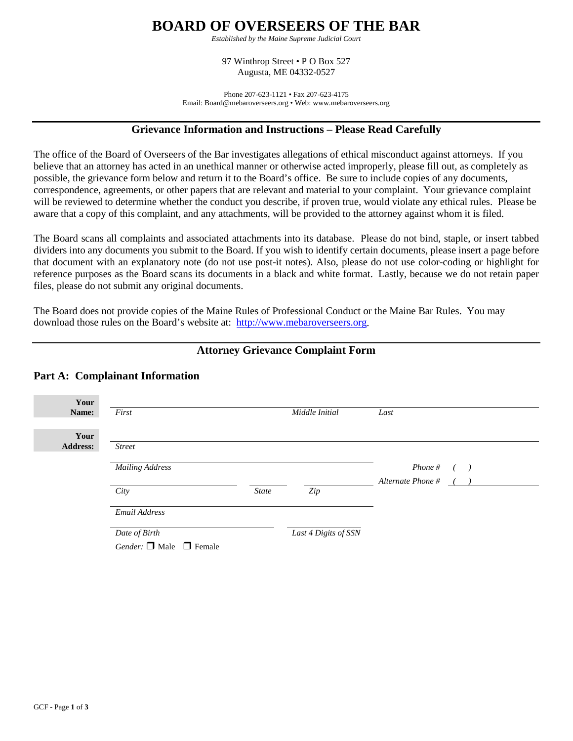# BOARD OF OVERSEERS OF THE BAR

*Established by the Maine Supreme Judicial Court*

97 Winthrop Street • P O Box 527
Augusta, ME 04332-0527

Phone 207-623-1121 • Fax 207-623-4175
Email: Board@mebaroverseers.org • Web: www.mebaroverseers.org

---

## Grievance Information and Instructions – Please Read Carefully

The office of the Board of Overseers of the Bar investigates allegations of ethical misconduct against attorneys. If you believe that an attorney has acted in an unethical manner or otherwise acted improperly, please fill out, as completely as possible, the grievance form below and return it to the Board's office. Be sure to include copies of any documents, correspondence, agreements, or other papers that are relevant and material to your complaint. Your grievance complaint will be reviewed to determine whether the conduct you describe, if proven true, would violate any ethical rules. Please be aware that a copy of this complaint, and any attachments, will be provided to the attorney against whom it is filed.

The Board scans all complaints and associated attachments into its database. Please do not bind, staple, or insert tabbed dividers into any documents you submit to the Board. If you wish to identify certain documents, please insert a page before that document with an explanatory note (do not use post-it notes). Also, please do not use color-coding or highlight for reference purposes as the Board scans its documents in a black and white format. Lastly, because we do not retain paper files, please do not submit any original documents.

The Board does not provide copies of the Maine Rules of Professional Conduct or the Maine Bar Rules. You may download those rules on the Board's website at: http://www.mebaroverseers.org.

---

## Attorney Grievance Complaint Form

### Part A: Complainant Information

**Your Name:**

*First* ______________ *Middle Initial* ______________ *Last* ______________

**Your Address:**

*Street* ______________

*Mailing Address* ______________ *Phone #* ( ) ______________

*City* ______________ *State* ______________ *Zip* ______________ *Alternate Phone #* ( ) ______________

*Email Address* ______________

*Date of Birth* ______________ *Last 4 Digits of SSN* ______________

*Gender:* ☐ Male ☐ Female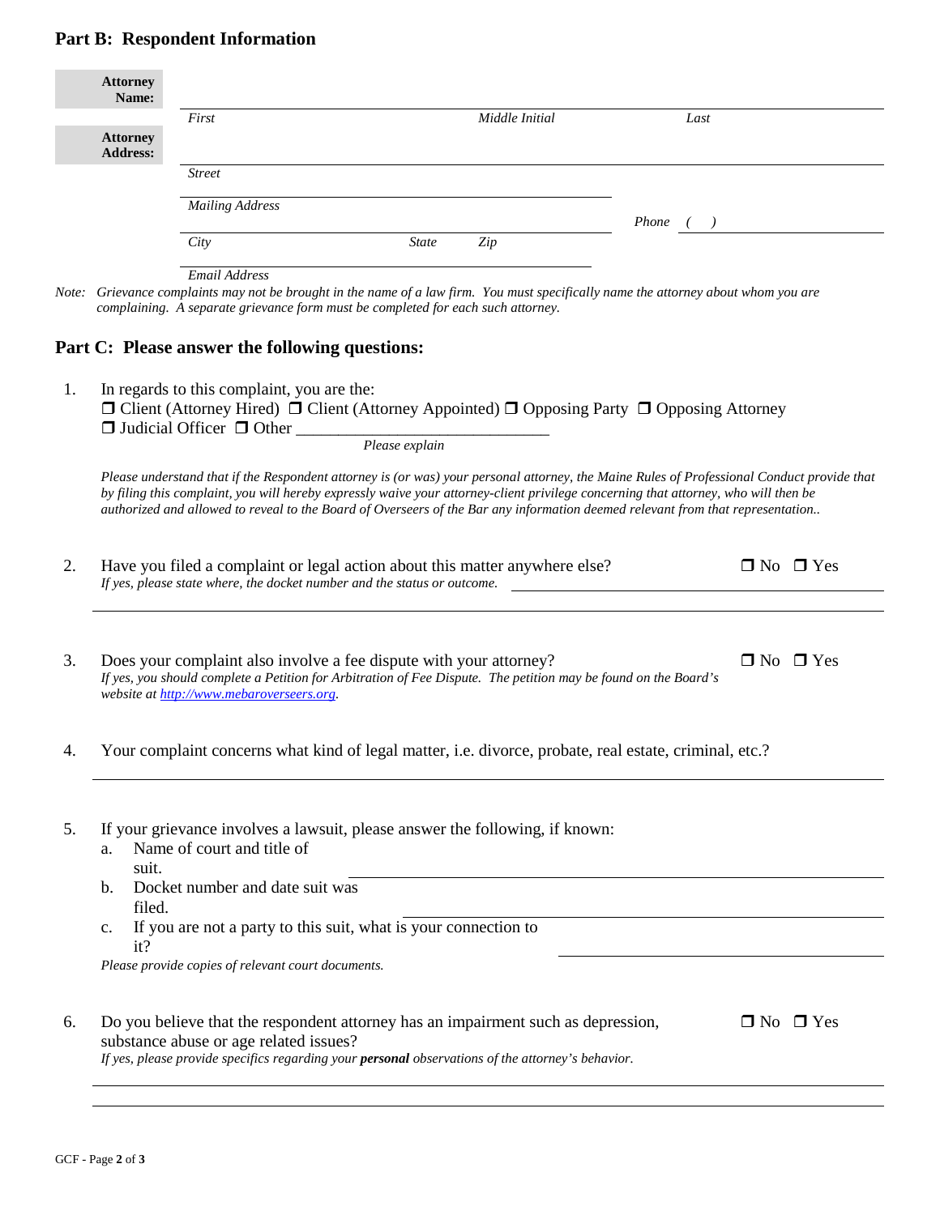## Part B: Respondent Information

**Attorney Name:**

*First* *Middle Initial* *Last*

**Attorney Address:**

*Street*

*Mailing Address*

*Phone* ( )

*City* *State* *Zip*

*Email Address*

*Note: Grievance complaints may not be brought in the name of a law firm. You must specifically name the attorney about whom you are complaining. A separate grievance form must be completed for each such attorney.*

## Part C: Please answer the following questions:

1. In regards to this complaint, you are the:
   ❒ Client (Attorney Hired) ❒ Client (Attorney Appointed) ❒ Opposing Party ❒ Opposing Attorney
   ❒ Judicial Officer ❒ Other ______________________________
   *Please explain*

   *Please understand that if the Respondent attorney is (or was) your personal attorney, the Maine Rules of Professional Conduct provide that by filing this complaint, you will hereby expressly waive your attorney-client privilege concerning that attorney, who will then be authorized and allowed to reveal to the Board of Overseers of the Bar any information deemed relevant from that representation..*

2. Have you filed a complaint or legal action about this matter anywhere else? ❒ No ❒ Yes
   *If yes, please state where, the docket number and the status or outcome.*

3. Does your complaint also involve a fee dispute with your attorney? ❒ No ❒ Yes
   *If yes, you should complete a Petition for Arbitration of Fee Dispute. The petition may be found on the Board's website at [http://www.mebaroverseers.org](http://www.mebaroverseers.org).*

4. Your complaint concerns what kind of legal matter, i.e. divorce, probate, real estate, criminal, etc.?

5. If your grievance involves a lawsuit, please answer the following, if known:
   a. Name of court and title of suit.
   b. Docket number and date suit was filed.
   c. If you are not a party to this suit, what is your connection to it?

   *Please provide copies of relevant court documents.*

6. Do you believe that the respondent attorney has an impairment such as depression, substance abuse or age related issues? ❒ No ❒ Yes
   *If yes, please provide specifics regarding your* ***personal*** *observations of the attorney's behavior.*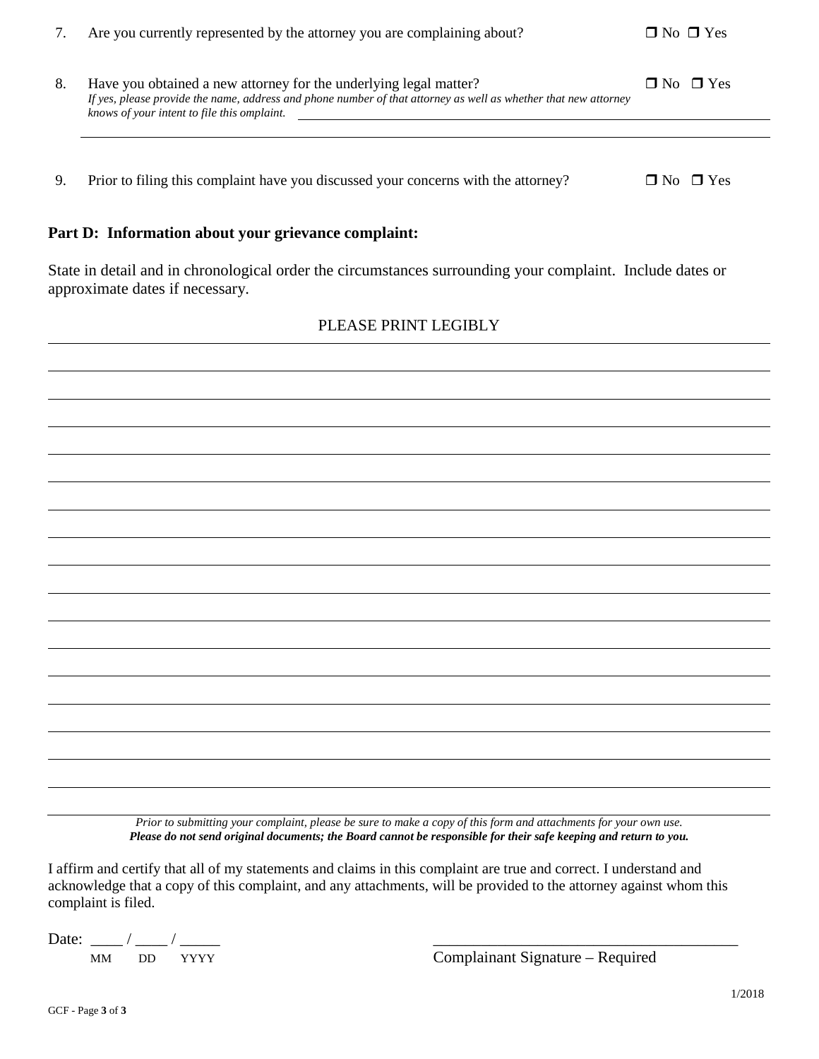7. Are you currently represented by the attorney you are complaining about? ❒ No ❒ Yes

8. Have you obtained a new attorney for the underlying legal matter? ❒ No ❒ Yes
   *If yes, please provide the name, address and phone number of that attorney as well as whether that new attorney knows of your intent to file this omplaint.* \_\_\_\_\_\_\_\_\_\_\_\_\_\_\_\_\_\_\_\_\_\_\_\_\_\_\_\_\_\_\_\_\_\_\_\_\_\_\_\_

9. Prior to filing this complaint have you discussed your concerns with the attorney? ❒ No ❒ Yes

## Part D: Information about your grievance complaint:

State in detail and in chronological order the circumstances surrounding your complaint. Include dates or approximate dates if necessary.

PLEASE PRINT LEGIBLY

*Prior to submitting your complaint, please be sure to make a copy of this form and attachments for your own use.*
***Please do not send original documents; the Board cannot be responsible for their safe keeping and return to you.***

I affirm and certify that all of my statements and claims in this complaint are true and correct. I understand and acknowledge that a copy of this complaint, and any attachments, will be provided to the attorney against whom this complaint is filed.

Date: \_\_\_\_ / \_\_\_\_ / \_\_\_\_\_
MM DD YYYY

\_\_\_\_\_\_\_\_\_\_\_\_\_\_\_\_\_\_\_\_\_\_\_\_\_\_\_\_\_\_\_\_\_\_\_\_\_\_
Complainant Signature – Required

1/2018